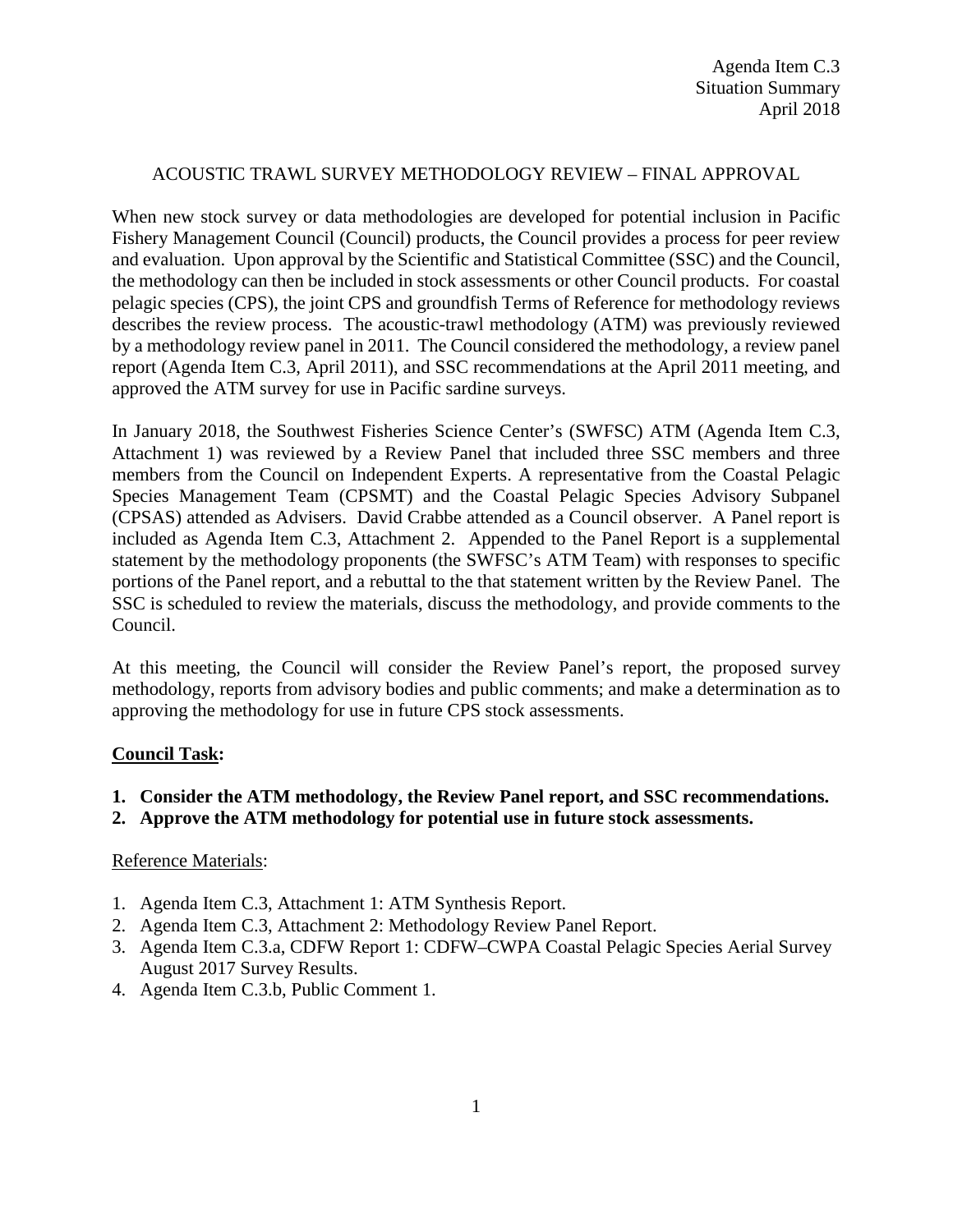Agenda Item C.3
Situation Summary
April 2018

# ACOUSTIC TRAWL SURVEY METHODOLOGY REVIEW – FINAL APPROVAL

When new stock survey or data methodologies are developed for potential inclusion in Pacific Fishery Management Council (Council) products, the Council provides a process for peer review and evaluation. Upon approval by the Scientific and Statistical Committee (SSC) and the Council, the methodology can then be included in stock assessments or other Council products. For coastal pelagic species (CPS), the joint CPS and groundfish Terms of Reference for methodology reviews describes the review process. The acoustic-trawl methodology (ATM) was previously reviewed by a methodology review panel in 2011. The Council considered the methodology, a review panel report (Agenda Item C.3, April 2011), and SSC recommendations at the April 2011 meeting, and approved the ATM survey for use in Pacific sardine surveys.

In January 2018, the Southwest Fisheries Science Center's (SWFSC) ATM (Agenda Item C.3, Attachment 1) was reviewed by a Review Panel that included three SSC members and three members from the Council on Independent Experts. A representative from the Coastal Pelagic Species Management Team (CPSMT) and the Coastal Pelagic Species Advisory Subpanel (CPSAS) attended as Advisers. David Crabbe attended as a Council observer. A Panel report is included as Agenda Item C.3, Attachment 2. Appended to the Panel Report is a supplemental statement by the methodology proponents (the SWFSC's ATM Team) with responses to specific portions of the Panel report, and a rebuttal to the that statement written by the Review Panel. The SSC is scheduled to review the materials, discuss the methodology, and provide comments to the Council.

At this meeting, the Council will consider the Review Panel's report, the proposed survey methodology, reports from advisory bodies and public comments; and make a determination as to approving the methodology for use in future CPS stock assessments.

**Council Task:**

1. **Consider the ATM methodology, the Review Panel report, and SSC recommendations.**
2. **Approve the ATM methodology for potential use in future stock assessments.**

Reference Materials:

1. Agenda Item C.3, Attachment 1: ATM Synthesis Report.
2. Agenda Item C.3, Attachment 2: Methodology Review Panel Report.
3. Agenda Item C.3.a, CDFW Report 1: CDFW–CWPA Coastal Pelagic Species Aerial Survey August 2017 Survey Results.
4. Agenda Item C.3.b, Public Comment 1.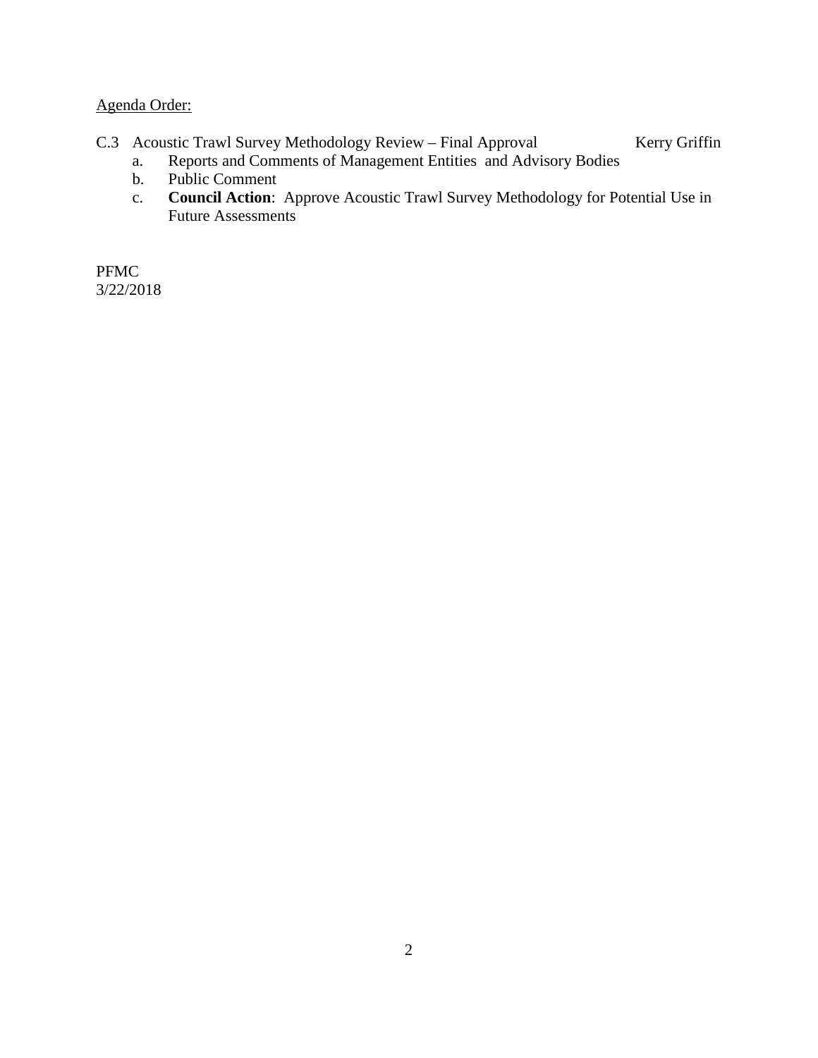Agenda Order:

C.3 Acoustic Trawl Survey Methodology Review – Final Approval Kerry Griffin

a. Reports and Comments of Management Entities and Advisory Bodies
b. Public Comment
c. **Council Action**: Approve Acoustic Trawl Survey Methodology for Potential Use in Future Assessments

PFMC
3/22/2018